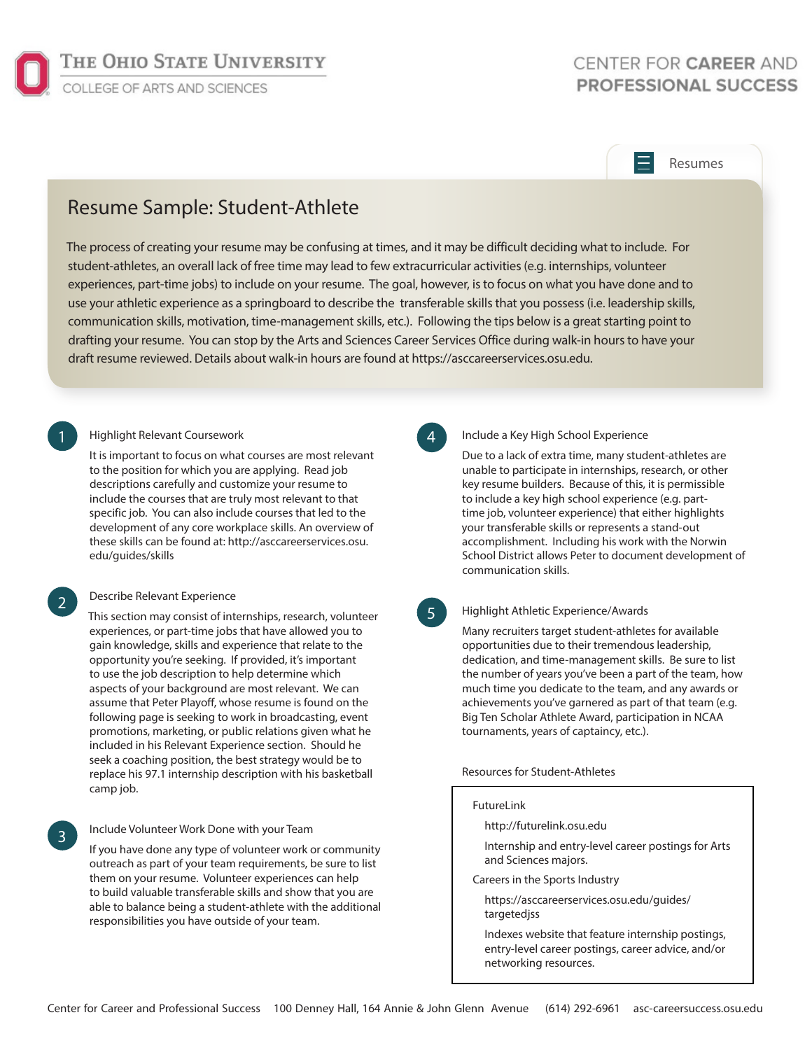THE OHIO STATE UNIVERSITY
COLLEGE OF ARTS AND SCIENCES

CENTER FOR **CAREER** AND **PROFESSIONAL SUCCESS**

Resumes

# Resume Sample: Student-Athlete

The process of creating your resume may be confusing at times, and it may be difficult deciding what to include. For student-athletes, an overall lack of free time may lead to few extracurricular activities (e.g. internships, volunteer experiences, part-time jobs) to include on your resume. The goal, however, is to focus on what you have done and to use your athletic experience as a springboard to describe the transferable skills that you possess (i.e. leadership skills, communication skills, motivation, time-management skills, etc.). Following the tips below is a great starting point to drafting your resume. You can stop by the Arts and Sciences Career Services Office during walk-in hours to have your draft resume reviewed. Details about walk-in hours are found at https://asccareerservices.osu.edu.

### 1. Highlight Relevant Coursework

It is important to focus on what courses are most relevant to the position for which you are applying. Read job descriptions carefully and customize your resume to include the courses that are truly most relevant to that specific job. You can also include courses that led to the development of any core workplace skills. An overview of these skills can be found at: http://asccareerservices.osu.edu/guides/skills

### 2. Describe Relevant Experience

This section may consist of internships, research, volunteer experiences, or part-time jobs that have allowed you to gain knowledge, skills and experience that relate to the opportunity you're seeking. If provided, it's important to use the job description to help determine which aspects of your background are most relevant. We can assume that Peter Playoff, whose resume is found on the following page is seeking to work in broadcasting, event promotions, marketing, or public relations given what he included in his Relevant Experience section. Should he seek a coaching position, the best strategy would be to replace his 97.1 internship description with his basketball camp job.

### 3. Include Volunteer Work Done with your Team

If you have done any type of volunteer work or community outreach as part of your team requirements, be sure to list them on your resume. Volunteer experiences can help to build valuable transferable skills and show that you are able to balance being a student-athlete with the additional responsibilities you have outside of your team.

### 4. Include a Key High School Experience

Due to a lack of extra time, many student-athletes are unable to participate in internships, research, or other key resume builders. Because of this, it is permissible to include a key high school experience (e.g. part-time job, volunteer experience) that either highlights your transferable skills or represents a stand-out accomplishment. Including his work with the Norwin School District allows Peter to document development of communication skills.

### 5. Highlight Athletic Experience/Awards

Many recruiters target student-athletes for available opportunities due to their tremendous leadership, dedication, and time-management skills. Be sure to list the number of years you've been a part of the team, how much time you dedicate to the team, and any awards or achievements you've garnered as part of that team (e.g. Big Ten Scholar Athlete Award, participation in NCAA tournaments, years of captaincy, etc.).

### Resources for Student-Athletes

FutureLink

- http://futurelink.osu.edu
- Internship and entry-level career postings for Arts and Sciences majors.

Careers in the Sports Industry

- https://asccareerservices.osu.edu/guides/targetedjss
- Indexes website that feature internship postings, entry-level career postings, career advice, and/or networking resources.

Center for Career and Professional Success 100 Denney Hall, 164 Annie & John Glenn Avenue (614) 292-6961 asc-careersuccess.osu.edu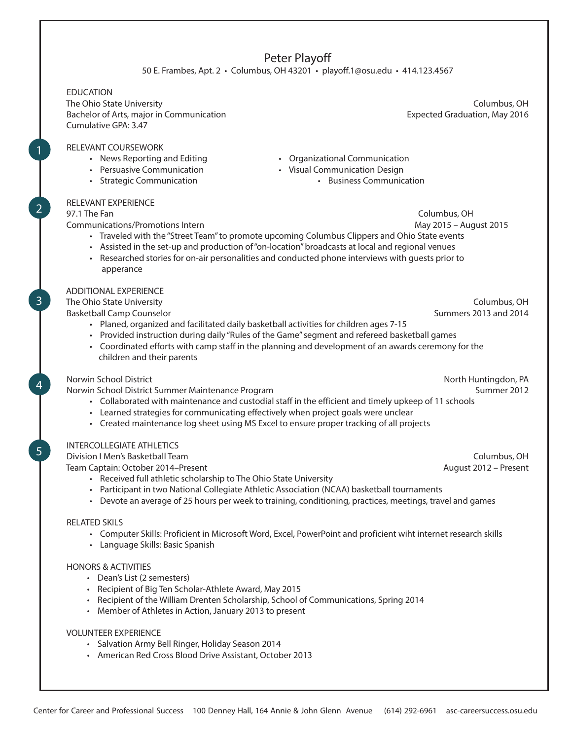# Peter Playoff

50 E. Frambes, Apt. 2 • Columbus, OH 43201 • playoff.1@osu.edu • 414.123.4567

## EDUCATION

The Ohio State University — Columbus, OH
Bachelor of Arts, major in Communication — Expected Graduation, May 2016
Cumulative GPA: 3.47

## RELEVANT COURSEWORK

1

- News Reporting and Editing
- Persuasive Communication
- Strategic Communication
- Organizational Communication
- Visual Communication Design
- Business Communication

## RELEVANT EXPERIENCE

2

97.1 The Fan — Columbus, OH
Communications/Promotions Intern — May 2015 – August 2015

- Traveled with the "Street Team" to promote upcoming Columbus Clippers and Ohio State events
- Assisted in the set-up and production of "on-location" broadcasts at local and regional venues
- Researched stories for on-air personalities and conducted phone interviews with guests prior to apperance

## ADDITIONAL EXPERIENCE

3

The Ohio State University — Columbus, OH
Basketball Camp Counselor — Summers 2013 and 2014

- Planed, organized and facilitated daily basketball activities for children ages 7-15
- Provided instruction during daily "Rules of the Game" segment and refereed basketball games
- Coordinated efforts with camp staff in the planning and development of an awards ceremony for the children and their parents

4

Norwin School District — North Huntingdon, PA
Norwin School District Summer Maintenance Program — Summer 2012

- Collaborated with maintenance and custodial staff in the efficient and timely upkeep of 11 schools
- Learned strategies for communicating effectively when project goals were unclear
- Created maintenance log sheet using MS Excel to ensure proper tracking of all projects

## INTERCOLLEGIATE ATHLETICS

5

Division I Men's Basketball Team — Columbus, OH
Team Captain: October 2014–Present — August 2012 – Present

- Received full athletic scholarship to The Ohio State University
- Participant in two National Collegiate Athletic Association (NCAA) basketball tournaments
- Devote an average of 25 hours per week to training, conditioning, practices, meetings, travel and games

## RELATED SKILS

- Computer Skills: Proficient in Microsoft Word, Excel, PowerPoint and proficient wiht internet research skills
- Language Skills: Basic Spanish

## HONORS & ACTIVITIES

- Dean's List (2 semesters)
- Recipient of Big Ten Scholar-Athlete Award, May 2015
- Recipient of the William Drenten Scholarship, School of Communications, Spring 2014
- Member of Athletes in Action, January 2013 to present

## VOLUNTEER EXPERIENCE

- Salvation Army Bell Ringer, Holiday Season 2014
- American Red Cross Blood Drive Assistant, October 2013

Center for Career and Professional Success 100 Denney Hall, 164 Annie & John Glenn Avenue (614) 292-6961 asc-careersuccess.osu.edu